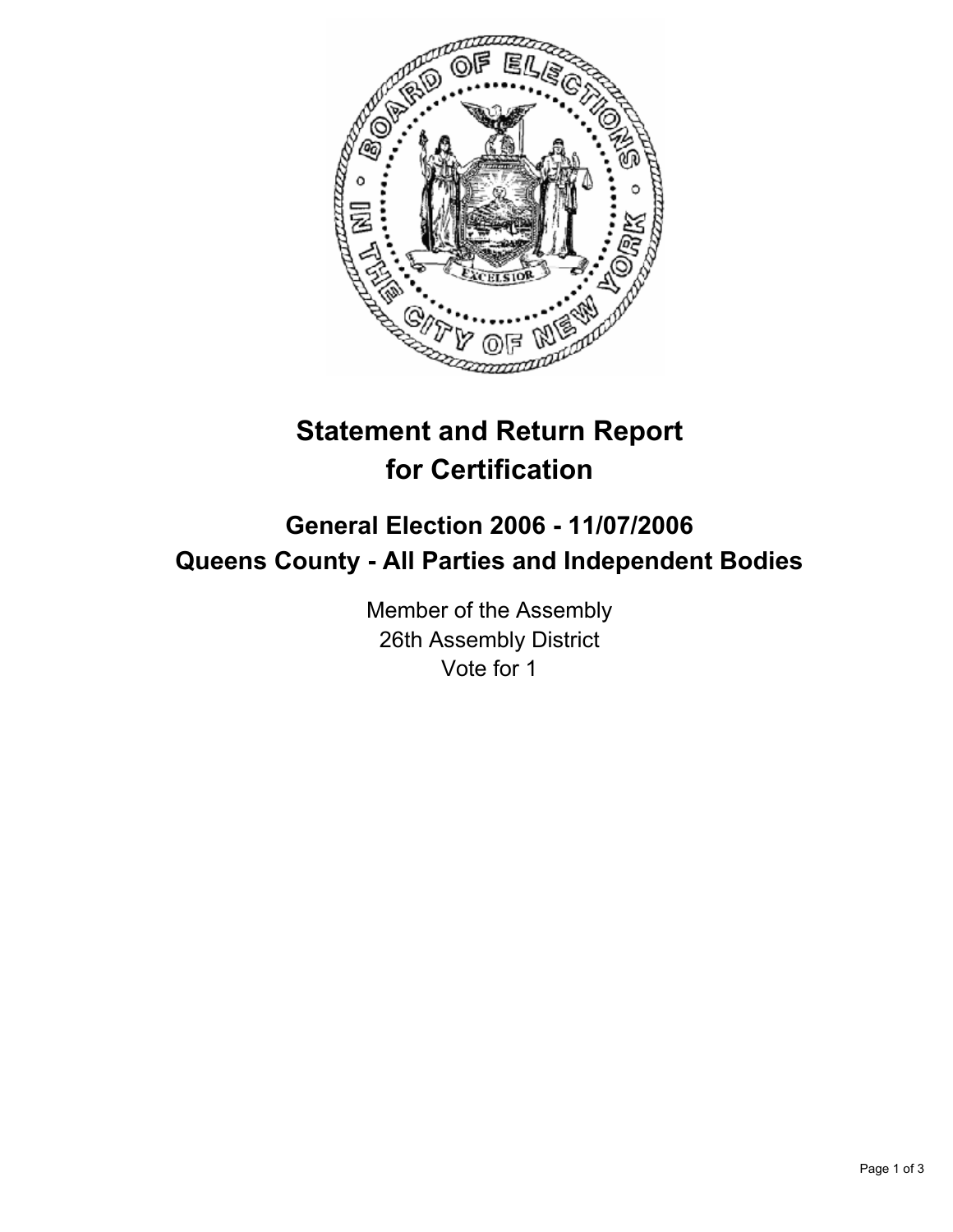# Statement and Return Report for Certification

## General Election 2006 - 11/07/2006
## Queens County - All Parties and Independent Bodies

Member of the Assembly
26th Assembly District
Vote for 1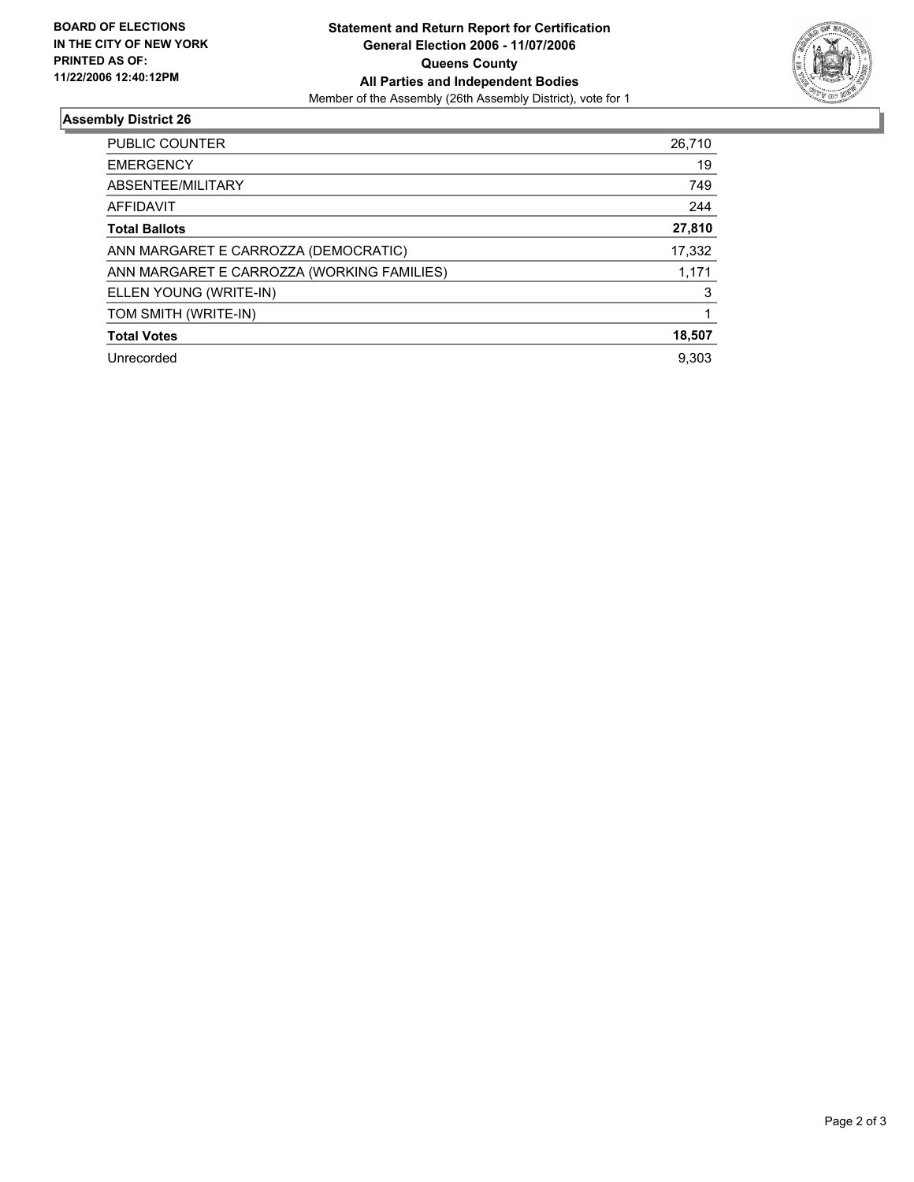**BOARD OF ELECTIONS IN THE CITY OF NEW YORK PRINTED AS OF: 11/22/2006 12:40:12PM**

**Statement and Return Report for Certification**
**General Election 2006 - 11/07/2006**
**Queens County**
**All Parties and Independent Bodies**
Member of the Assembly (26th Assembly District), vote for 1

## Assembly District 26

| | |
|---|---|
| PUBLIC COUNTER | 26,710 |
| EMERGENCY | 19 |
| ABSENTEE/MILITARY | 749 |
| AFFIDAVIT | 244 |
| **Total Ballots** | **27,810** |
| ANN MARGARET E CARROZZA (DEMOCRATIC) | 17,332 |
| ANN MARGARET E CARROZZA (WORKING FAMILIES) | 1,171 |
| ELLEN YOUNG (WRITE-IN) | 3 |
| TOM SMITH (WRITE-IN) | 1 |
| **Total Votes** | **18,507** |
| Unrecorded | 9,303 |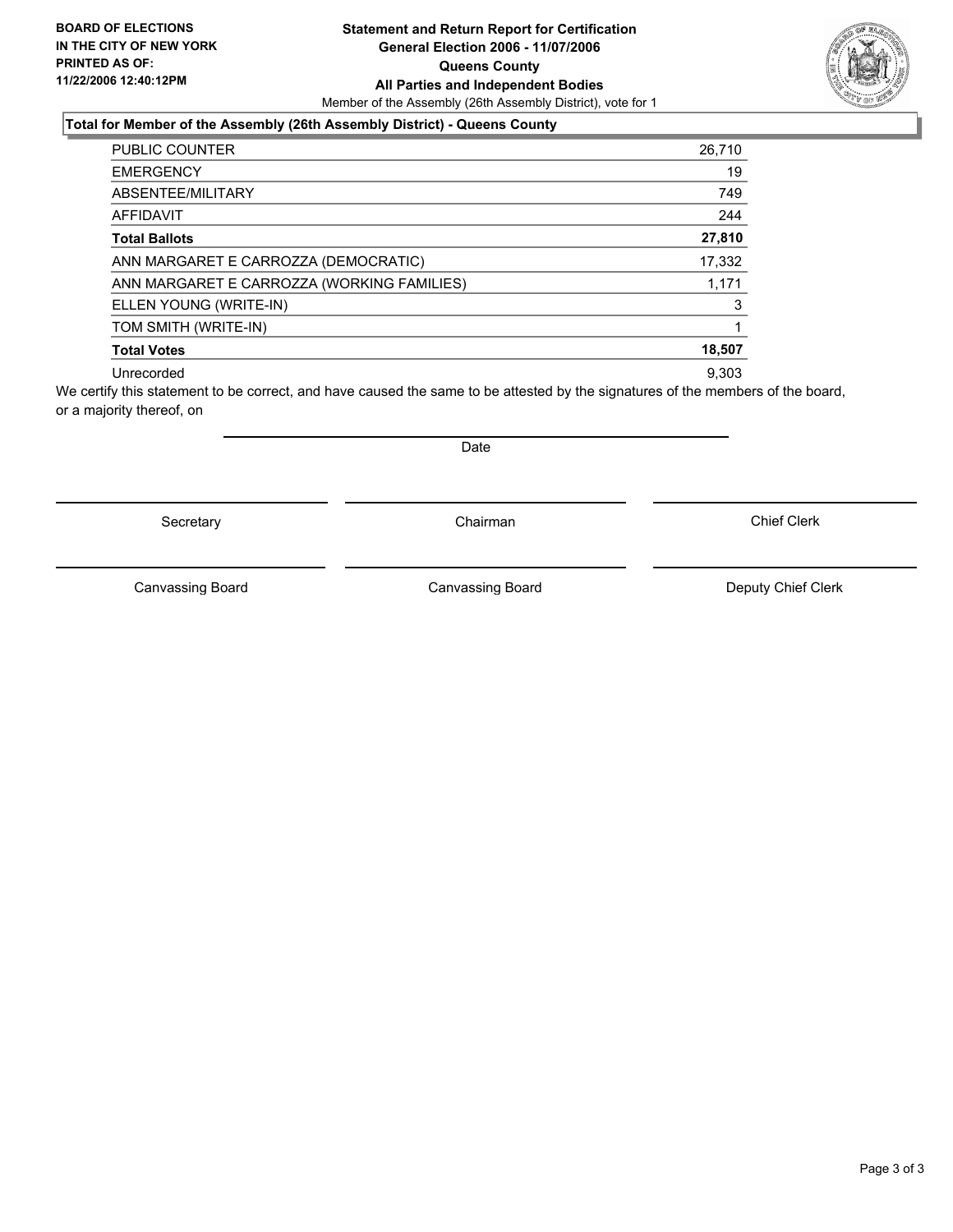**BOARD OF ELECTIONS IN THE CITY OF NEW YORK PRINTED AS OF: 11/22/2006 12:40:12PM**

**Statement and Return Report for Certification**
**General Election 2006 - 11/07/2006**
**Queens County**
**All Parties and Independent Bodies**
Member of the Assembly (26th Assembly District), vote for 1

### Total for Member of the Assembly (26th Assembly District) - Queens County

| | |
|---|---|
| PUBLIC COUNTER | 26,710 |
| EMERGENCY | 19 |
| ABSENTEE/MILITARY | 749 |
| AFFIDAVIT | 244 |
| **Total Ballots** | **27,810** |
| ANN MARGARET E CARROZZA (DEMOCRATIC) | 17,332 |
| ANN MARGARET E CARROZZA (WORKING FAMILIES) | 1,171 |
| ELLEN YOUNG (WRITE-IN) | 3 |
| TOM SMITH (WRITE-IN) | 1 |
| **Total Votes** | **18,507** |
| Unrecorded | 9,303 |

We certify this statement to be correct, and have caused the same to be attested by the signatures of the members of the board, or a majority thereof, on

Date

Secretary

Chairman

Chief Clerk

Canvassing Board

Canvassing Board

Deputy Chief Clerk